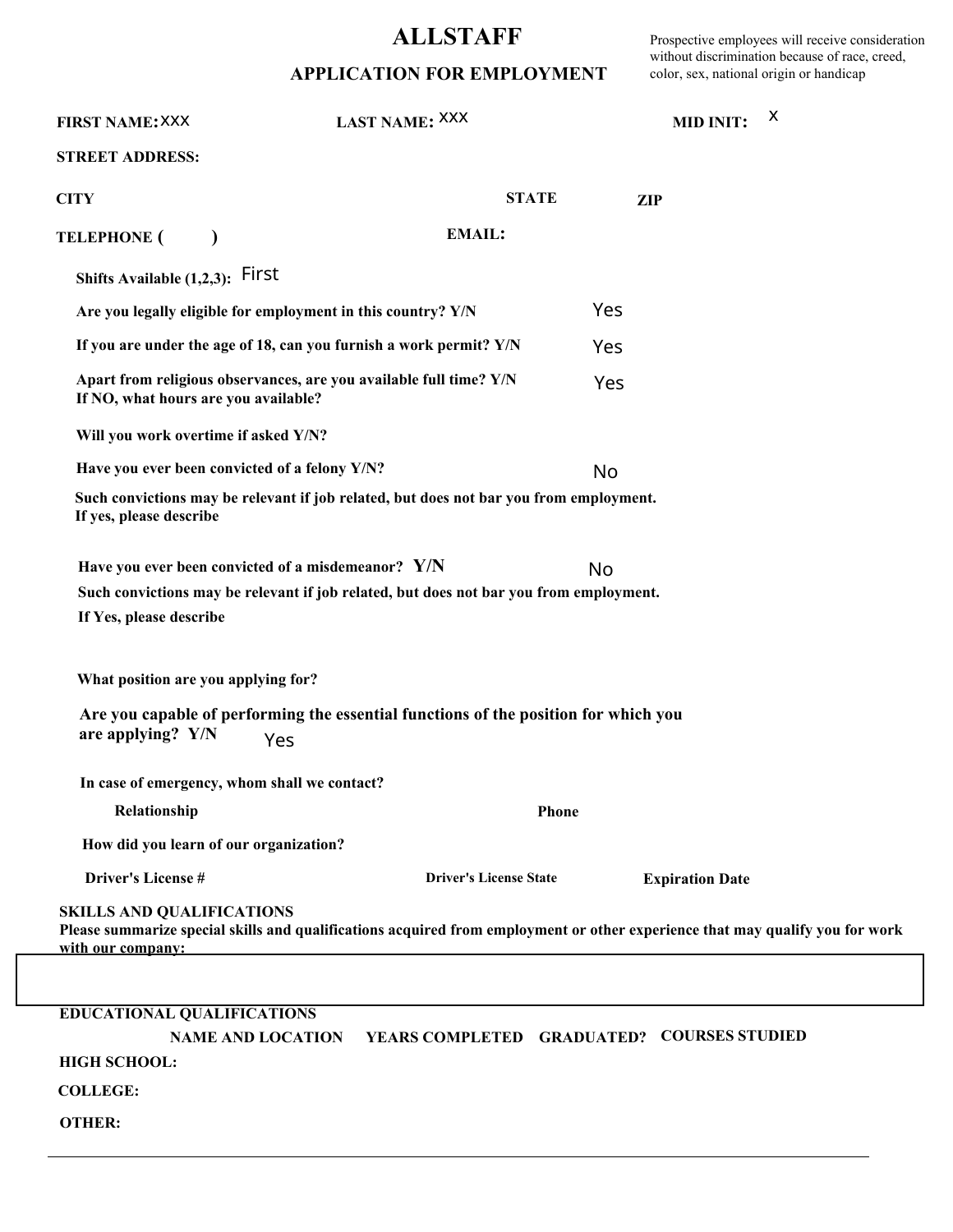# ALLSTAFF

## APPLICATION FOR EMPLOYMENT

Prospective employees will receive consideration without discrimination because of race, creed, color, sex, national origin or handicap

**FIRST NAME:** XXX **LAST NAME:** XXX **MID INIT:** X

**STREET ADDRESS:**

**CITY** **STATE** **ZIP**

**TELEPHONE (    )** **EMAIL:**

**Shifts Available (1,2,3):** First

**Are you legally eligible for employment in this country? Y/N** Yes

**If you are under the age of 18, can you furnish a work permit? Y/N** Yes

**Apart from religious observances, are you available full time? Y/N** Yes
**If NO, what hours are you available?**

**Will you work overtime if asked Y/N?**

**Have you ever been convicted of a felony Y/N?** No

**Such convictions may be relevant if job related, but does not bar you from employment.**
**If yes, please describe**

**Have you ever been convicted of a misdemeanor? Y/N** No

**Such convictions may be relevant if job related, but does not bar you from employment.**
**If Yes, please describe**

**What position are you applying for?**

**Are you capable of performing the essential functions of the position for which you are applying? Y/N** Yes

**In case of emergency, whom shall we contact?**

**Relationship** **Phone**

**How did you learn of our organization?**

**Driver's License #** **Driver's License State** **Expiration Date**

**SKILLS AND QUALIFICATIONS**
**Please summarize special skills and qualifications acquired from employment or other experience that may qualify you for work with our company:**

**EDUCATIONAL QUALIFICATIONS**

| | NAME AND LOCATION | YEARS COMPLETED | GRADUATED? | COURSES STUDIED |
|---|---|---|---|---|
| **HIGH SCHOOL:** | | | | |
| **COLLEGE:** | | | | |
| **OTHER:** | | | | |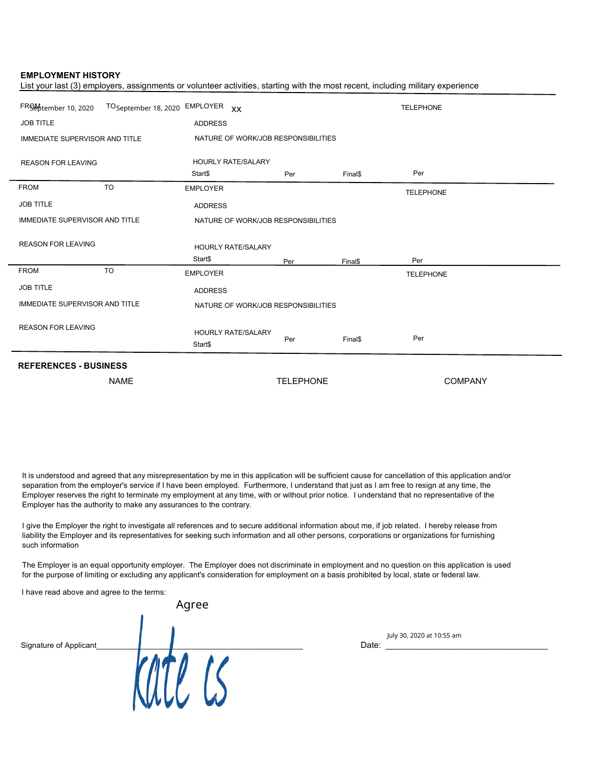**EMPLOYMENT HISTORY**

List your last (3) employers, assignments or volunteer activities, starting with the most recent, including military experience

| | | | | | |
|---|---|---|---|---|---|
| FROM September 10, 2020 | TO September 18, 2020 | EMPLOYER XX | | | TELEPHONE |
| JOB TITLE | | ADDRESS | | | |
| IMMEDIATE SUPERVISOR AND TITLE | | NATURE OF WORK/JOB RESPONSIBILITIES | | | |
| REASON FOR LEAVING | | HOURLY RATE/SALARY | | | |
| | | Start$ | Per | Final$ | Per |
| FROM | TO | EMPLOYER | | | TELEPHONE |
| JOB TITLE | | ADDRESS | | | |
| IMMEDIATE SUPERVISOR AND TITLE | | NATURE OF WORK/JOB RESPONSIBILITIES | | | |
| REASON FOR LEAVING | | HOURLY RATE/SALARY | | | |
| | | Start$ | Per | Final$ | Per |
| FROM | TO | EMPLOYER | | | TELEPHONE |
| JOB TITLE | | ADDRESS | | | |
| IMMEDIATE SUPERVISOR AND TITLE | | NATURE OF WORK/JOB RESPONSIBILITIES | | | |
| REASON FOR LEAVING | | HOURLY RATE/SALARY | | | |
| | | Start$ | Per | Final$ | Per |

**REFERENCES - BUSINESS**

| NAME | TELEPHONE | COMPANY |
|---|---|---|
| | | |

It is understood and agreed that any misrepresentation by me in this application will be sufficient cause for cancellation of this application and/or separation from the employer's service if I have been employed. Furthermore, I understand that just as I am free to resign at any time, the Employer reserves the right to terminate my employment at any time, with or without prior notice. I understand that no representative of the Employer has the authority to make any assurances to the contrary.

I give the Employer the right to investigate all references and to secure additional information about me, if job related. I hereby release from liability the Employer and its representatives for seeking such information and all other persons, corporations or organizations for furnishing such information

The Employer is an equal opportunity employer. The Employer does not discriminate in employment and no question on this application is used for the purpose of limiting or excluding any applicant's consideration for employment on a basis prohibited by local, state or federal law.

I have read above and agree to the terms: Agree

Signature of Applicant: kate cs

Date: July 30, 2020 at 10:55 am